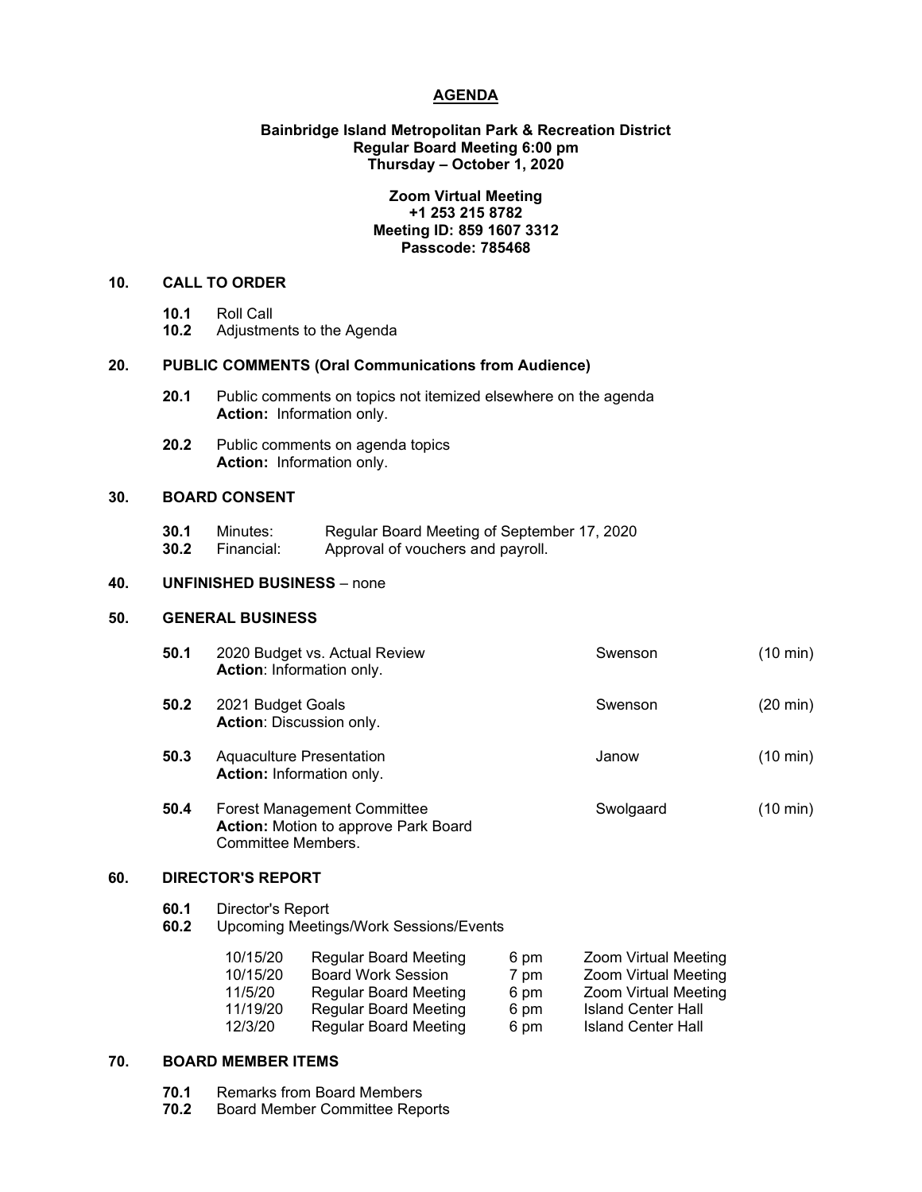# AGENDA

**Bainbridge Island Metropolitan Park & Recreation District**
**Regular Board Meeting 6:00 pm**
**Thursday – October 1, 2020**

**Zoom Virtual Meeting**
**+1 253 215 8782**
**Meeting ID: 859 1607 3312**
**Passcode: 785468**

## 10. CALL TO ORDER

**10.1** Roll Call
**10.2** Adjustments to the Agenda

## 20. PUBLIC COMMENTS (Oral Communications from Audience)

**20.1** Public comments on topics not itemized elsewhere on the agenda
**Action:** Information only.

**20.2** Public comments on agenda topics
**Action:** Information only.

## 30. BOARD CONSENT

**30.1** Minutes: Regular Board Meeting of September 17, 2020
**30.2** Financial: Approval of vouchers and payroll.

## 40. UNFINISHED BUSINESS – none

## 50. GENERAL BUSINESS

| | | | |
|---|---|---|---|
| **50.1** | 2020 Budget vs. Actual Review<br>**Action**: Information only. | Swenson | (10 min) |
| **50.2** | 2021 Budget Goals<br>**Action**: Discussion only. | Swenson | (20 min) |
| **50.3** | Aquaculture Presentation<br>**Action:** Information only. | Janow | (10 min) |
| **50.4** | Forest Management Committee<br>**Action:** Motion to approve Park Board Committee Members. | Swolgaard | (10 min) |

## 60. DIRECTOR'S REPORT

**60.1** Director's Report
**60.2** Upcoming Meetings/Work Sessions/Events

| | | | |
|---|---|---|---|
| 10/15/20 | Regular Board Meeting | 6 pm | Zoom Virtual Meeting |
| 10/15/20 | Board Work Session | 7 pm | Zoom Virtual Meeting |
| 11/5/20 | Regular Board Meeting | 6 pm | Zoom Virtual Meeting |
| 11/19/20 | Regular Board Meeting | 6 pm | Island Center Hall |
| 12/3/20 | Regular Board Meeting | 6 pm | Island Center Hall |

## 70. BOARD MEMBER ITEMS

**70.1** Remarks from Board Members
**70.2** Board Member Committee Reports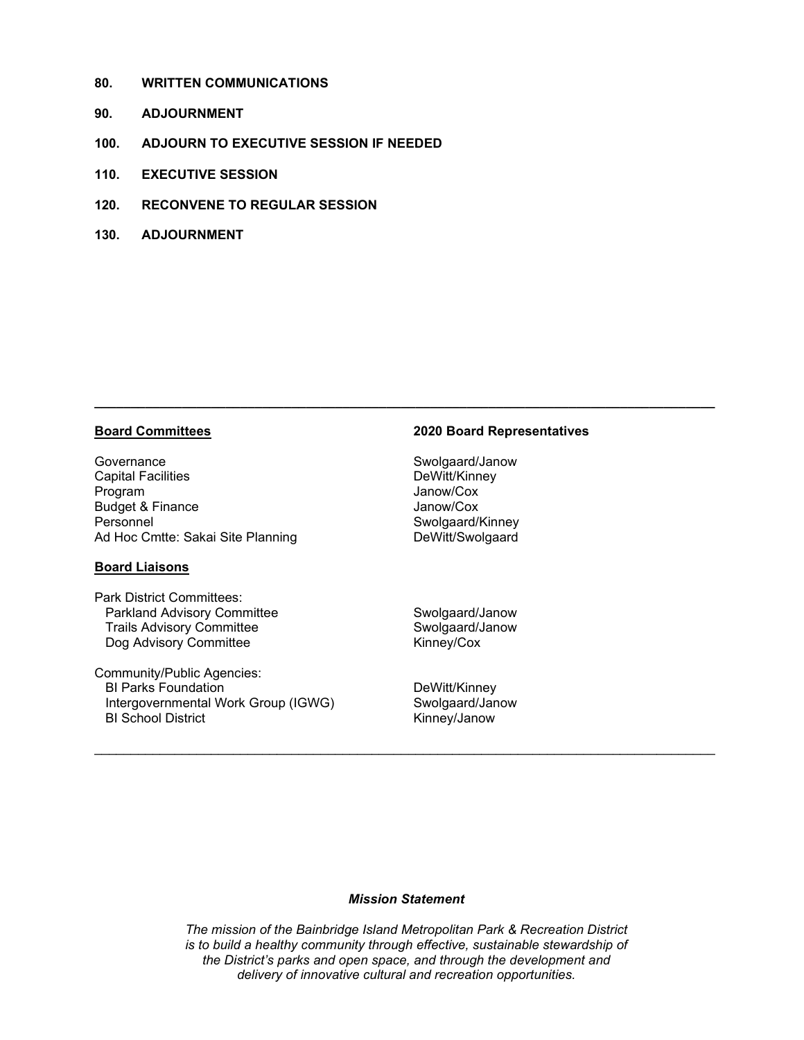**80. WRITTEN COMMUNICATIONS**

**90. ADJOURNMENT**

**100. ADJOURN TO EXECUTIVE SESSION IF NEEDED**

**110. EXECUTIVE SESSION**

**120. RECONVENE TO REGULAR SESSION**

**130. ADJOURNMENT**

---

| **Board Committees** | **2020 Board Representatives** |
|---|---|
| Governance | Swolgaard/Janow |
| Capital Facilities | DeWitt/Kinney |
| Program | Janow/Cox |
| Budget & Finance | Janow/Cox |
| Personnel | Swolgaard/Kinney |
| Ad Hoc Cmtte: Sakai Site Planning | DeWitt/Swolgaard |

**Board Liaisons**

| | |
|---|---|
| Park District Committees: | |
| Parkland Advisory Committee | Swolgaard/Janow |
| Trails Advisory Committee | Swolgaard/Janow |
| Dog Advisory Committee | Kinney/Cox |
| Community/Public Agencies: | |
| BI Parks Foundation | DeWitt/Kinney |
| Intergovernmental Work Group (IGWG) | Swolgaard/Janow |
| BI School District | Kinney/Janow |

---

***Mission Statement***

*The mission of the Bainbridge Island Metropolitan Park & Recreation District is to build a healthy community through effective, sustainable stewardship of the District's parks and open space, and through the development and delivery of innovative cultural and recreation opportunities.*